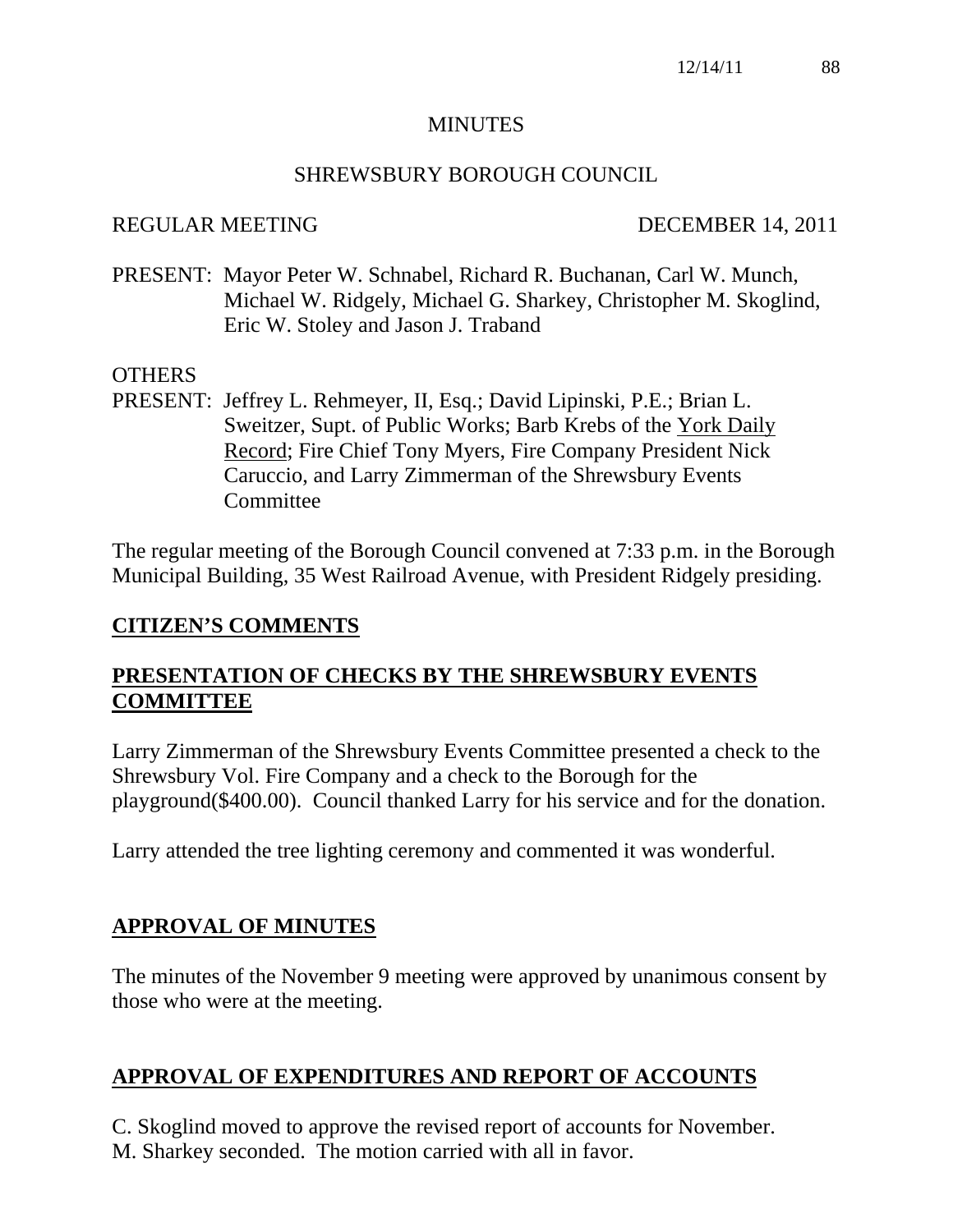# MINUTES

## SHREWSBURY BOROUGH COUNCIL

REGULAR MEETING DECEMBER 14, 2011

PRESENT: Mayor Peter W. Schnabel, Richard R. Buchanan, Carl W. Munch, Michael W. Ridgely, Michael G. Sharkey, Christopher M. Skoglind, Eric W. Stoley and Jason J. Traband

OTHERS PRESENT: Jeffrey L. Rehmeyer, II, Esq.; David Lipinski, P.E.; Brian L. Sweitzer, Supt. of Public Works; Barb Krebs of the York Daily Record; Fire Chief Tony Myers, Fire Company President Nick Caruccio, and Larry Zimmerman of the Shrewsbury Events Committee

The regular meeting of the Borough Council convened at 7:33 p.m. in the Borough Municipal Building, 35 West Railroad Avenue, with President Ridgely presiding.

**CITIZEN'S COMMENTS**

**PRESENTATION OF CHECKS BY THE SHREWSBURY EVENTS COMMITTEE**

Larry Zimmerman of the Shrewsbury Events Committee presented a check to the Shrewsbury Vol. Fire Company and a check to the Borough for the playground($400.00). Council thanked Larry for his service and for the donation.

Larry attended the tree lighting ceremony and commented it was wonderful.

**APPROVAL OF MINUTES**

The minutes of the November 9 meeting were approved by unanimous consent by those who were at the meeting.

**APPROVAL OF EXPENDITURES AND REPORT OF ACCOUNTS**

C. Skoglind moved to approve the revised report of accounts for November. M. Sharkey seconded. The motion carried with all in favor.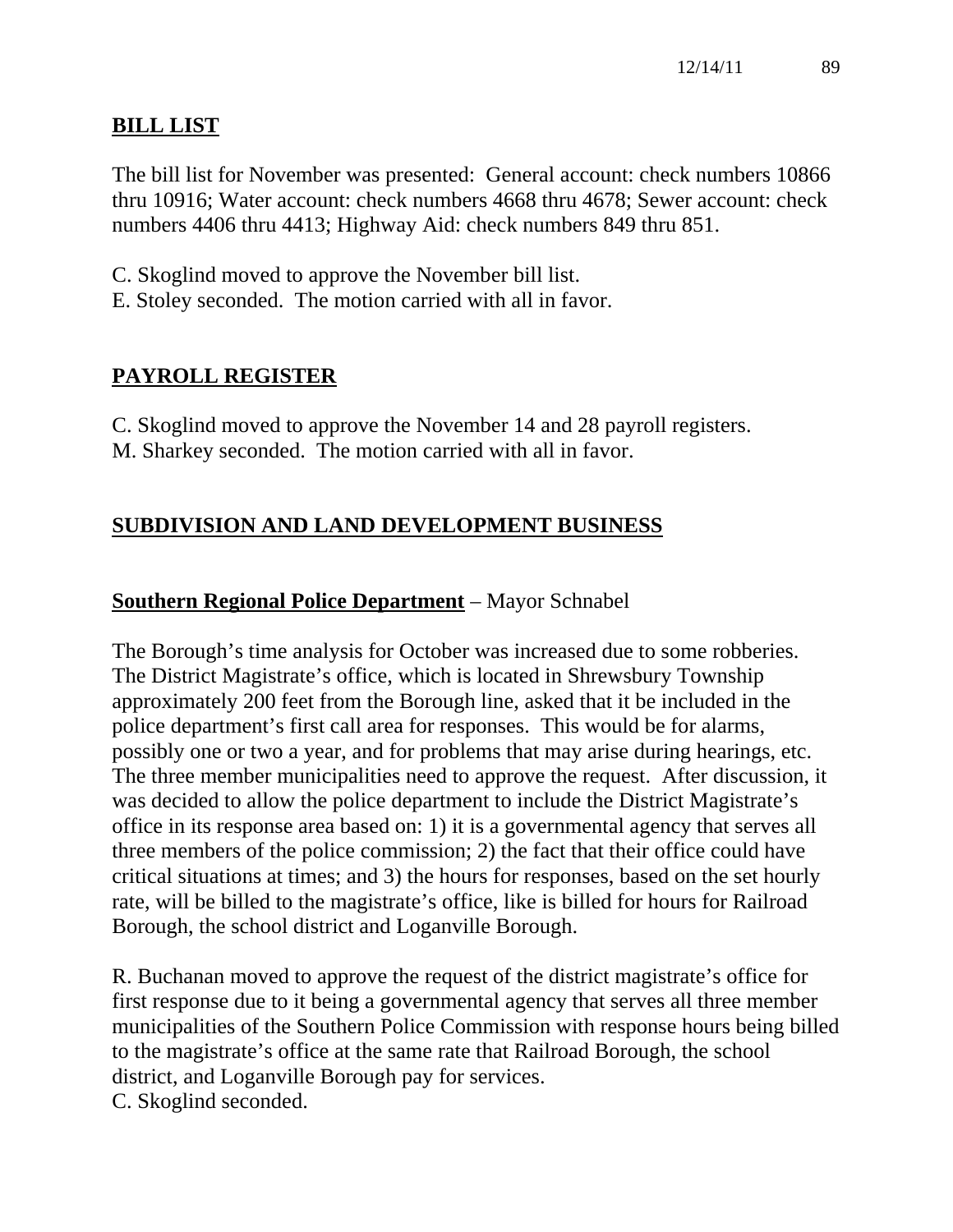## BILL LIST

The bill list for November was presented: General account: check numbers 10866 thru 10916; Water account: check numbers 4668 thru 4678; Sewer account: check numbers 4406 thru 4413; Highway Aid: check numbers 849 thru 851.

C. Skoglind moved to approve the November bill list.
E. Stoley seconded. The motion carried with all in favor.

## PAYROLL REGISTER

C. Skoglind moved to approve the November 14 and 28 payroll registers.
M. Sharkey seconded. The motion carried with all in favor.

## SUBDIVISION AND LAND DEVELOPMENT BUSINESS

**Southern Regional Police Department** – Mayor Schnabel

The Borough's time analysis for October was increased due to some robberies. The District Magistrate's office, which is located in Shrewsbury Township approximately 200 feet from the Borough line, asked that it be included in the police department's first call area for responses. This would be for alarms, possibly one or two a year, and for problems that may arise during hearings, etc. The three member municipalities need to approve the request. After discussion, it was decided to allow the police department to include the District Magistrate's office in its response area based on: 1) it is a governmental agency that serves all three members of the police commission; 2) the fact that their office could have critical situations at times; and 3) the hours for responses, based on the set hourly rate, will be billed to the magistrate's office, like is billed for hours for Railroad Borough, the school district and Loganville Borough.

R. Buchanan moved to approve the request of the district magistrate's office for first response due to it being a governmental agency that serves all three member municipalities of the Southern Police Commission with response hours being billed to the magistrate's office at the same rate that Railroad Borough, the school district, and Loganville Borough pay for services.
C. Skoglind seconded.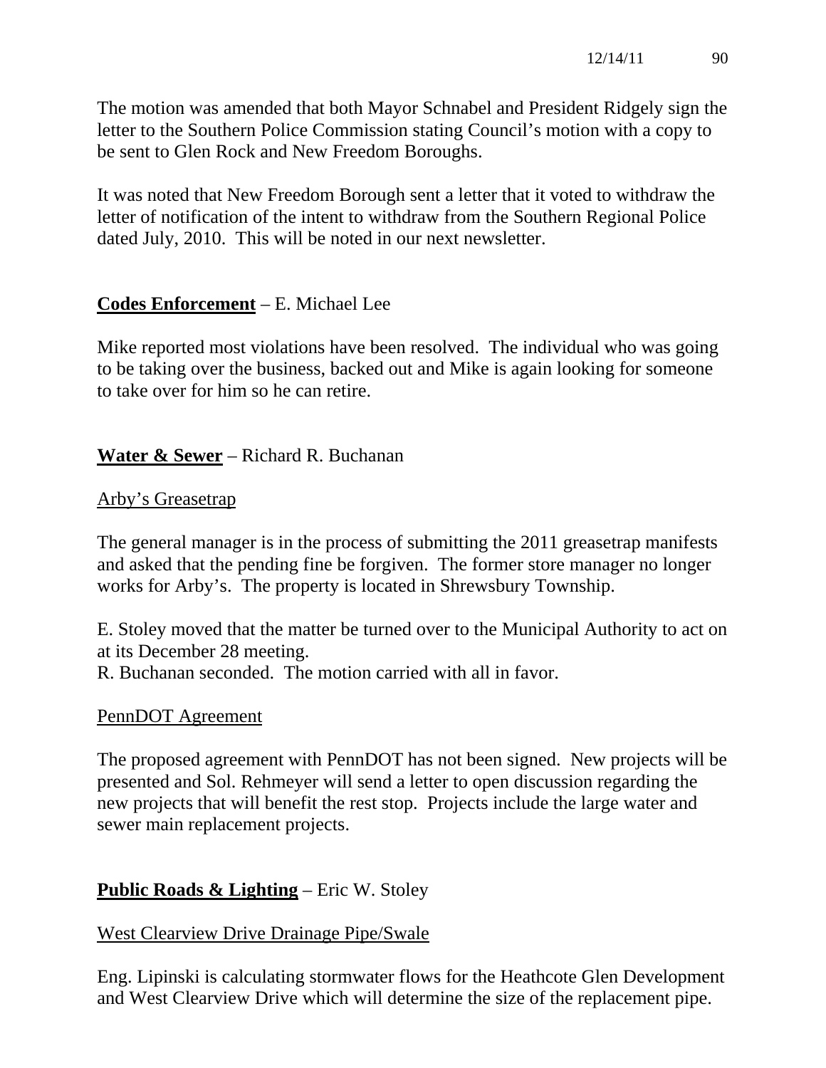The motion was amended that both Mayor Schnabel and President Ridgely sign the letter to the Southern Police Commission stating Council's motion with a copy to be sent to Glen Rock and New Freedom Boroughs.

It was noted that New Freedom Borough sent a letter that it voted to withdraw the letter of notification of the intent to withdraw from the Southern Regional Police dated July, 2010. This will be noted in our next newsletter.

**Codes Enforcement** – E. Michael Lee

Mike reported most violations have been resolved. The individual who was going to be taking over the business, backed out and Mike is again looking for someone to take over for him so he can retire.

**Water & Sewer** – Richard R. Buchanan

Arby's Greasetrap

The general manager is in the process of submitting the 2011 greasetrap manifests and asked that the pending fine be forgiven. The former store manager no longer works for Arby's. The property is located in Shrewsbury Township.

E. Stoley moved that the matter be turned over to the Municipal Authority to act on at its December 28 meeting.
R. Buchanan seconded. The motion carried with all in favor.

PennDOT Agreement

The proposed agreement with PennDOT has not been signed. New projects will be presented and Sol. Rehmeyer will send a letter to open discussion regarding the new projects that will benefit the rest stop. Projects include the large water and sewer main replacement projects.

**Public Roads & Lighting** – Eric W. Stoley

West Clearview Drive Drainage Pipe/Swale

Eng. Lipinski is calculating stormwater flows for the Heathcote Glen Development and West Clearview Drive which will determine the size of the replacement pipe.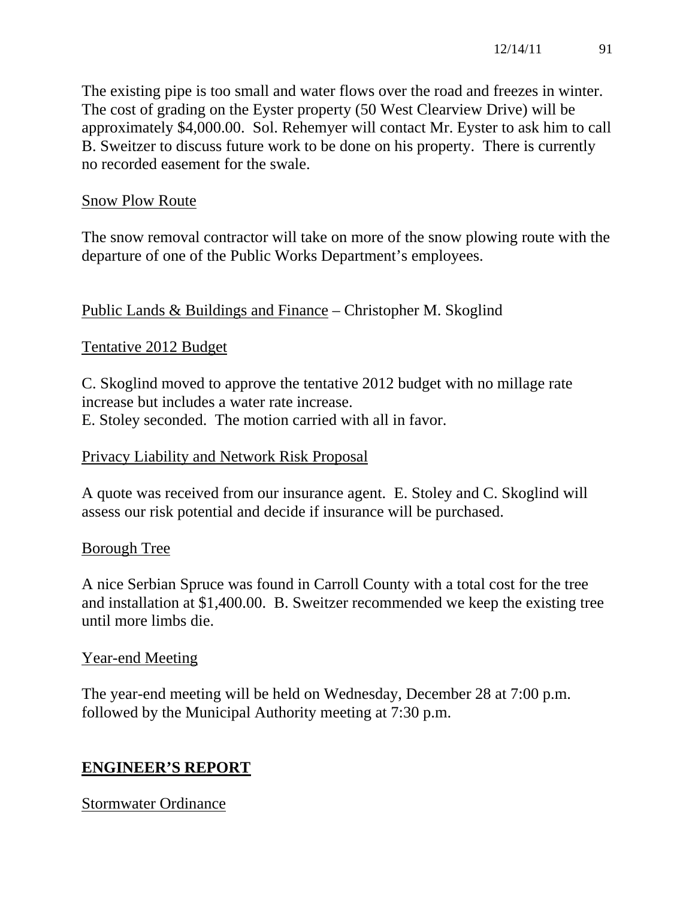The existing pipe is too small and water flows over the road and freezes in winter. The cost of grading on the Eyster property (50 West Clearview Drive) will be approximately $4,000.00. Sol. Rehemyer will contact Mr. Eyster to ask him to call B. Sweitzer to discuss future work to be done on his property. There is currently no recorded easement for the swale.

Snow Plow Route

The snow removal contractor will take on more of the snow plowing route with the departure of one of the Public Works Department's employees.

Public Lands & Buildings and Finance – Christopher M. Skoglind

Tentative 2012 Budget

C. Skoglind moved to approve the tentative 2012 budget with no millage rate increase but includes a water rate increase.
E. Stoley seconded. The motion carried with all in favor.

Privacy Liability and Network Risk Proposal

A quote was received from our insurance agent. E. Stoley and C. Skoglind will assess our risk potential and decide if insurance will be purchased.

Borough Tree

A nice Serbian Spruce was found in Carroll County with a total cost for the tree and installation at $1,400.00. B. Sweitzer recommended we keep the existing tree until more limbs die.

Year-end Meeting

The year-end meeting will be held on Wednesday, December 28 at 7:00 p.m. followed by the Municipal Authority meeting at 7:30 p.m.

## ENGINEER'S REPORT

Stormwater Ordinance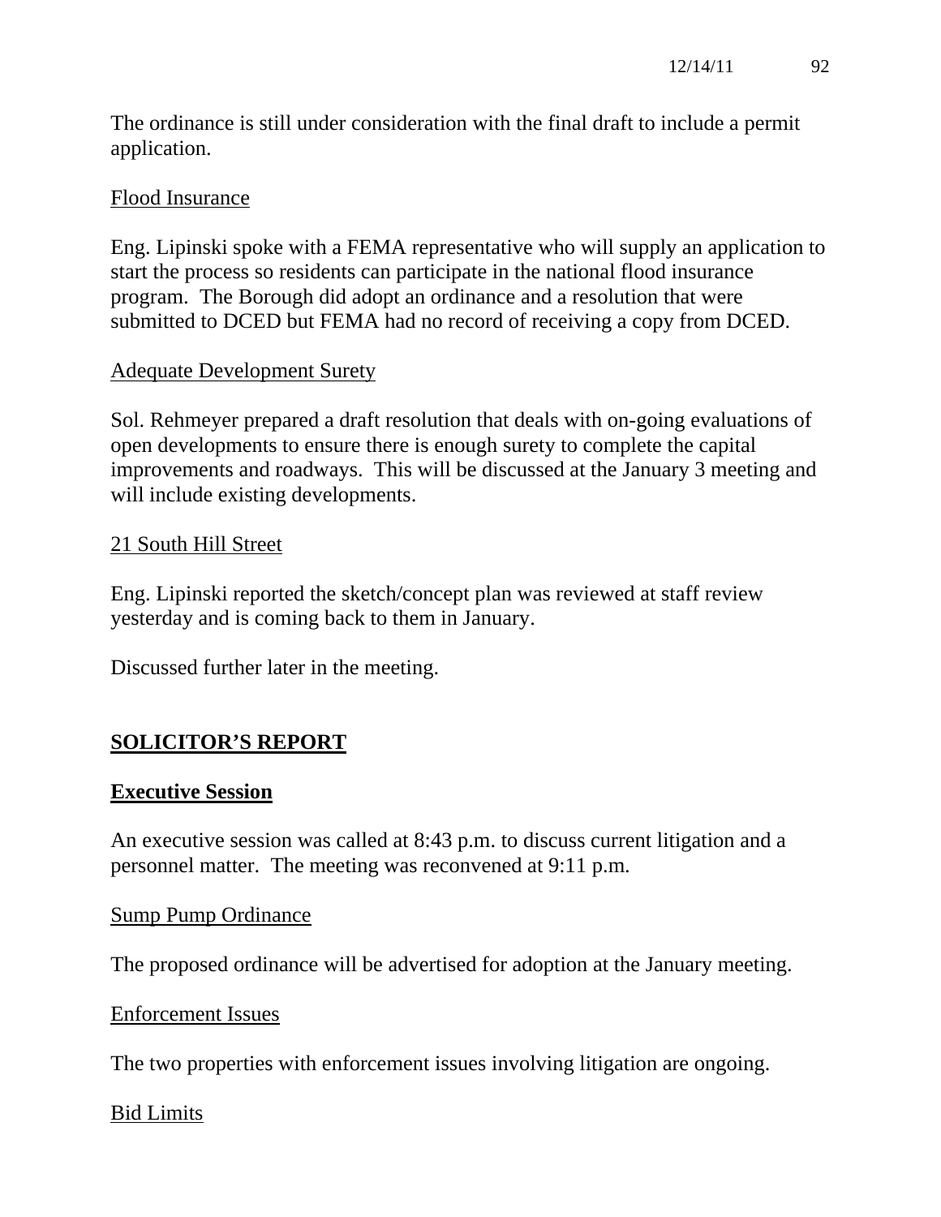The ordinance is still under consideration with the final draft to include a permit application.

Flood Insurance

Eng. Lipinski spoke with a FEMA representative who will supply an application to start the process so residents can participate in the national flood insurance program. The Borough did adopt an ordinance and a resolution that were submitted to DCED but FEMA had no record of receiving a copy from DCED.

Adequate Development Surety

Sol. Rehmeyer prepared a draft resolution that deals with on-going evaluations of open developments to ensure there is enough surety to complete the capital improvements and roadways. This will be discussed at the January 3 meeting and will include existing developments.

21 South Hill Street

Eng. Lipinski reported the sketch/concept plan was reviewed at staff review yesterday and is coming back to them in January.

Discussed further later in the meeting.

## SOLICITOR'S REPORT

### Executive Session

An executive session was called at 8:43 p.m. to discuss current litigation and a personnel matter. The meeting was reconvened at 9:11 p.m.

Sump Pump Ordinance

The proposed ordinance will be advertised for adoption at the January meeting.

Enforcement Issues

The two properties with enforcement issues involving litigation are ongoing.

Bid Limits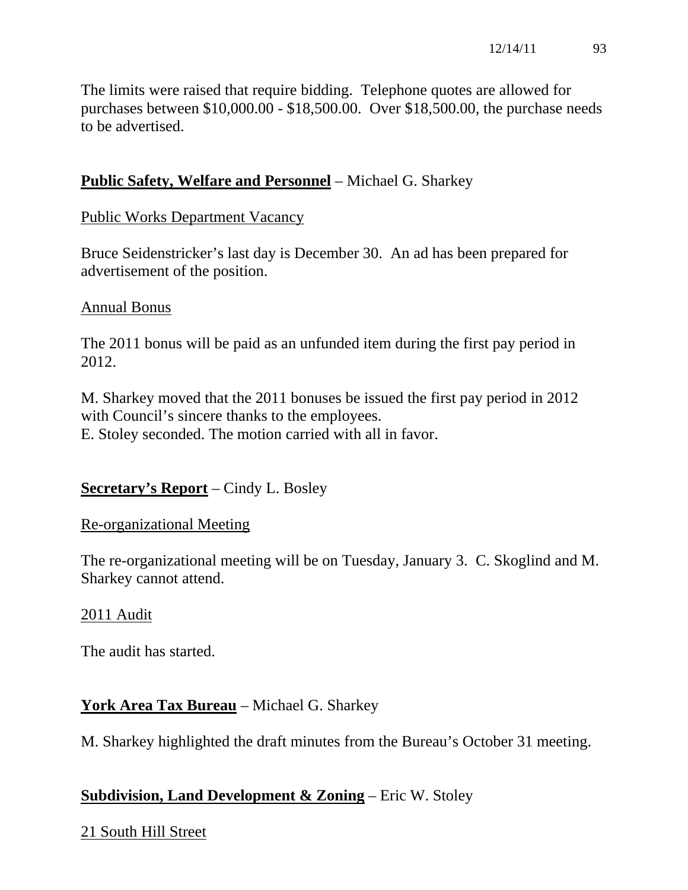The limits were raised that require bidding. Telephone quotes are allowed for purchases between $10,000.00 - $18,500.00. Over $18,500.00, the purchase needs to be advertised.

**<u>Public Safety, Welfare and Personnel</u>** – Michael G. Sharkey

<u>Public Works Department Vacancy</u>

Bruce Seidenstricker's last day is December 30. An ad has been prepared for advertisement of the position.

<u>Annual Bonus</u>

The 2011 bonus will be paid as an unfunded item during the first pay period in 2012.

M. Sharkey moved that the 2011 bonuses be issued the first pay period in 2012 with Council's sincere thanks to the employees.
E. Stoley seconded. The motion carried with all in favor.

**<u>Secretary's Report</u>** – Cindy L. Bosley

<u>Re-organizational Meeting</u>

The re-organizational meeting will be on Tuesday, January 3. C. Skoglind and M. Sharkey cannot attend.

<u>2011 Audit</u>

The audit has started.

**<u>York Area Tax Bureau</u>** – Michael G. Sharkey

M. Sharkey highlighted the draft minutes from the Bureau's October 31 meeting.

**<u>Subdivision, Land Development & Zoning</u>** – Eric W. Stoley

<u>21 South Hill Street</u>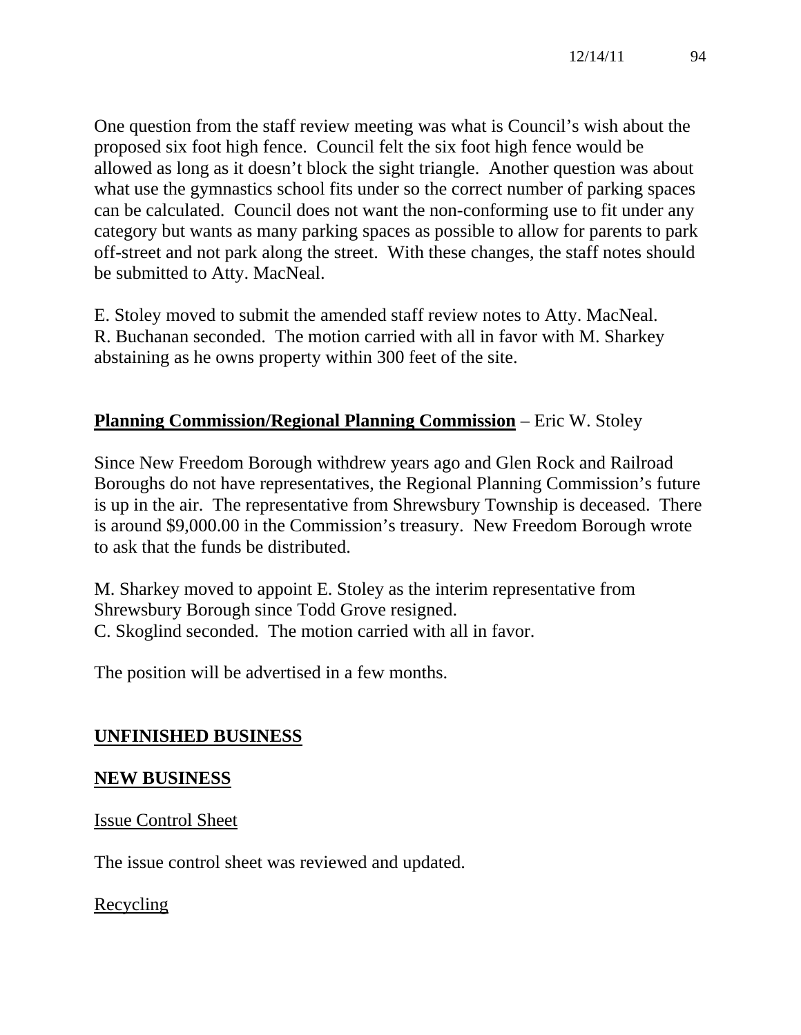One question from the staff review meeting was what is Council's wish about the proposed six foot high fence. Council felt the six foot high fence would be allowed as long as it doesn't block the sight triangle. Another question was about what use the gymnastics school fits under so the correct number of parking spaces can be calculated. Council does not want the non-conforming use to fit under any category but wants as many parking spaces as possible to allow for parents to park off-street and not park along the street. With these changes, the staff notes should be submitted to Atty. MacNeal.

E. Stoley moved to submit the amended staff review notes to Atty. MacNeal.
R. Buchanan seconded. The motion carried with all in favor with M. Sharkey abstaining as he owns property within 300 feet of the site.

**Planning Commission/Regional Planning Commission** – Eric W. Stoley

Since New Freedom Borough withdrew years ago and Glen Rock and Railroad Boroughs do not have representatives, the Regional Planning Commission's future is up in the air. The representative from Shrewsbury Township is deceased. There is around $9,000.00 in the Commission's treasury. New Freedom Borough wrote to ask that the funds be distributed.

M. Sharkey moved to appoint E. Stoley as the interim representative from Shrewsbury Borough since Todd Grove resigned.
C. Skoglind seconded. The motion carried with all in favor.

The position will be advertised in a few months.

## UNFINISHED BUSINESS

## NEW BUSINESS

Issue Control Sheet

The issue control sheet was reviewed and updated.

Recycling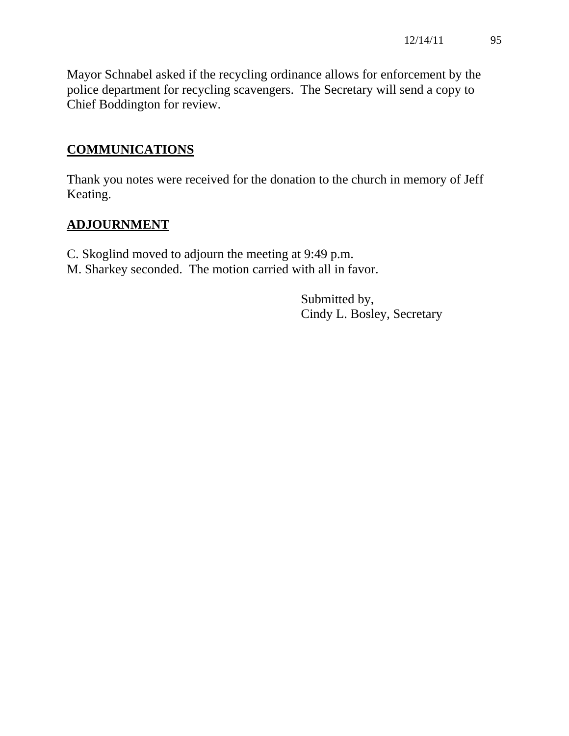Mayor Schnabel asked if the recycling ordinance allows for enforcement by the police department for recycling scavengers. The Secretary will send a copy to Chief Boddington for review.

## COMMUNICATIONS

Thank you notes were received for the donation to the church in memory of Jeff Keating.

## ADJOURNMENT

C. Skoglind moved to adjourn the meeting at 9:49 p.m.
M. Sharkey seconded. The motion carried with all in favor.

Submitted by,
Cindy L. Bosley, Secretary